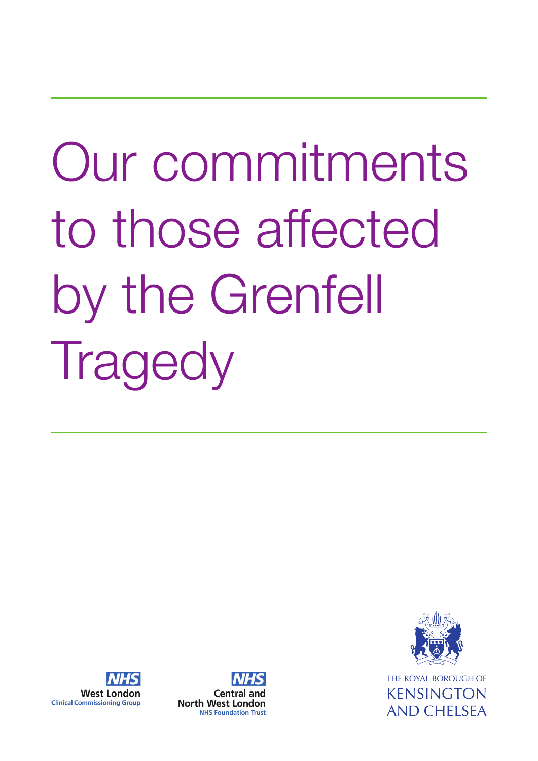# Our commitments to those affected by the Grenfell Tragedy

NHS
West London
Clinical Commissioning Group

NHS
Central and North West London
NHS Foundation Trust

THE ROYAL BOROUGH OF
KENSINGTON
AND CHELSEA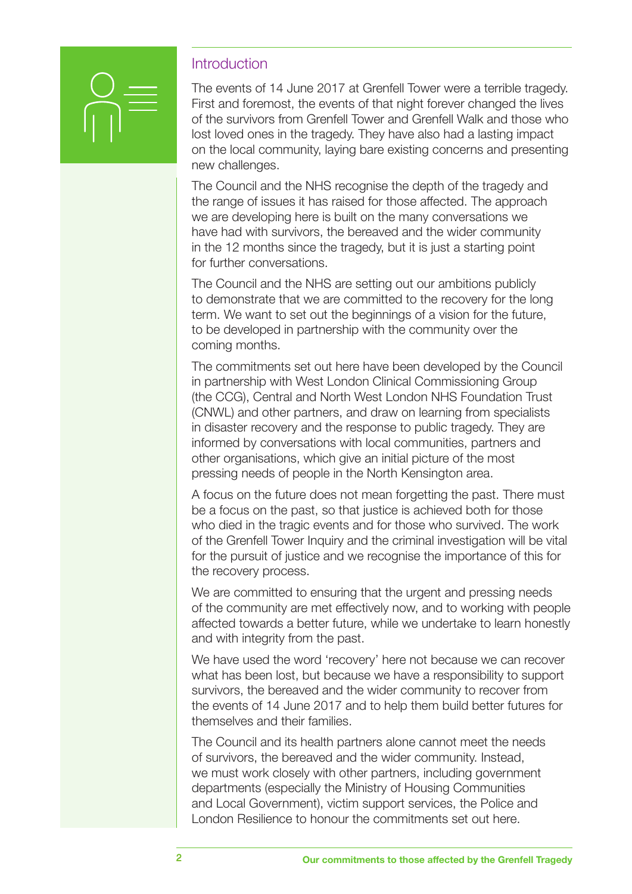## Introduction

The events of 14 June 2017 at Grenfell Tower were a terrible tragedy. First and foremost, the events of that night forever changed the lives of the survivors from Grenfell Tower and Grenfell Walk and those who lost loved ones in the tragedy. They have also had a lasting impact on the local community, laying bare existing concerns and presenting new challenges.

The Council and the NHS recognise the depth of the tragedy and the range of issues it has raised for those affected. The approach we are developing here is built on the many conversations we have had with survivors, the bereaved and the wider community in the 12 months since the tragedy, but it is just a starting point for further conversations.

The Council and the NHS are setting out our ambitions publicly to demonstrate that we are committed to the recovery for the long term. We want to set out the beginnings of a vision for the future, to be developed in partnership with the community over the coming months.

The commitments set out here have been developed by the Council in partnership with West London Clinical Commissioning Group (the CCG), Central and North West London NHS Foundation Trust (CNWL) and other partners, and draw on learning from specialists in disaster recovery and the response to public tragedy. They are informed by conversations with local communities, partners and other organisations, which give an initial picture of the most pressing needs of people in the North Kensington area.

A focus on the future does not mean forgetting the past. There must be a focus on the past, so that justice is achieved both for those who died in the tragic events and for those who survived. The work of the Grenfell Tower Inquiry and the criminal investigation will be vital for the pursuit of justice and we recognise the importance of this for the recovery process.

We are committed to ensuring that the urgent and pressing needs of the community are met effectively now, and to working with people affected towards a better future, while we undertake to learn honestly and with integrity from the past.

We have used the word 'recovery' here not because we can recover what has been lost, but because we have a responsibility to support survivors, the bereaved and the wider community to recover from the events of 14 June 2017 and to help them build better futures for themselves and their families.

The Council and its health partners alone cannot meet the needs of survivors, the bereaved and the wider community. Instead, we must work closely with other partners, including government departments (especially the Ministry of Housing Communities and Local Government), victim support services, the Police and London Resilience to honour the commitments set out here.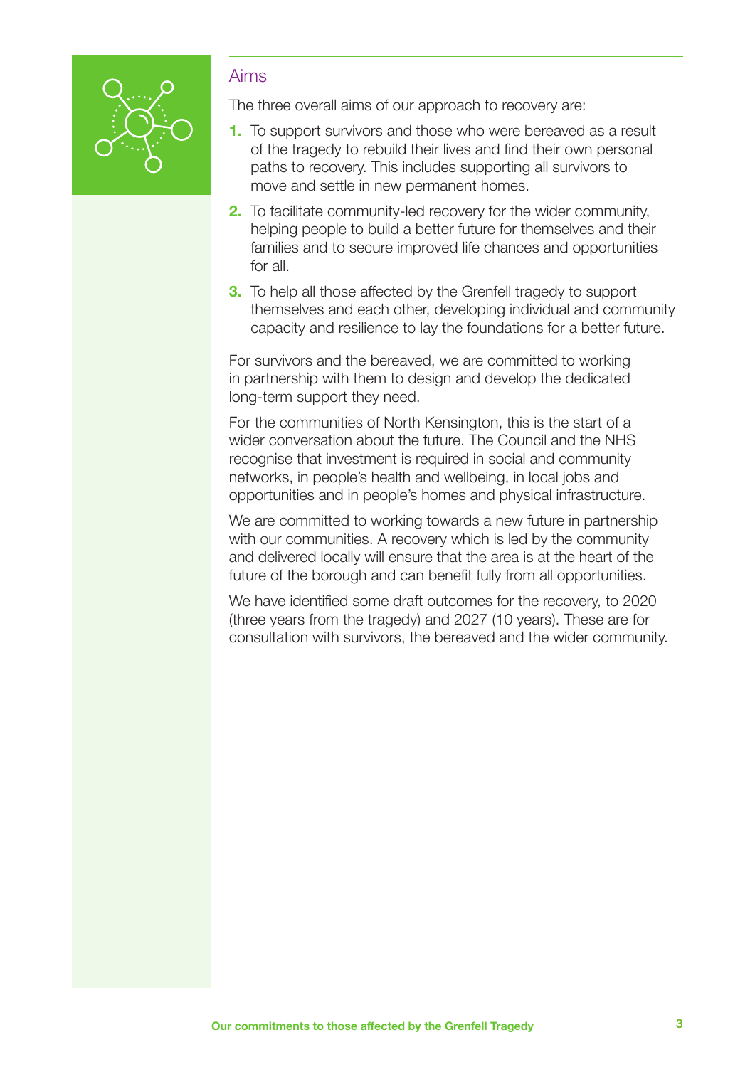## Aims

The three overall aims of our approach to recovery are:

1. To support survivors and those who were bereaved as a result of the tragedy to rebuild their lives and find their own personal paths to recovery. This includes supporting all survivors to move and settle in new permanent homes.
2. To facilitate community-led recovery for the wider community, helping people to build a better future for themselves and their families and to secure improved life chances and opportunities for all.
3. To help all those affected by the Grenfell tragedy to support themselves and each other, developing individual and community capacity and resilience to lay the foundations for a better future.

For survivors and the bereaved, we are committed to working in partnership with them to design and develop the dedicated long-term support they need.

For the communities of North Kensington, this is the start of a wider conversation about the future. The Council and the NHS recognise that investment is required in social and community networks, in people's health and wellbeing, in local jobs and opportunities and in people's homes and physical infrastructure.

We are committed to working towards a new future in partnership with our communities. A recovery which is led by the community and delivered locally will ensure that the area is at the heart of the future of the borough and can benefit fully from all opportunities.

We have identified some draft outcomes for the recovery, to 2020 (three years from the tragedy) and 2027 (10 years). These are for consultation with survivors, the bereaved and the wider community.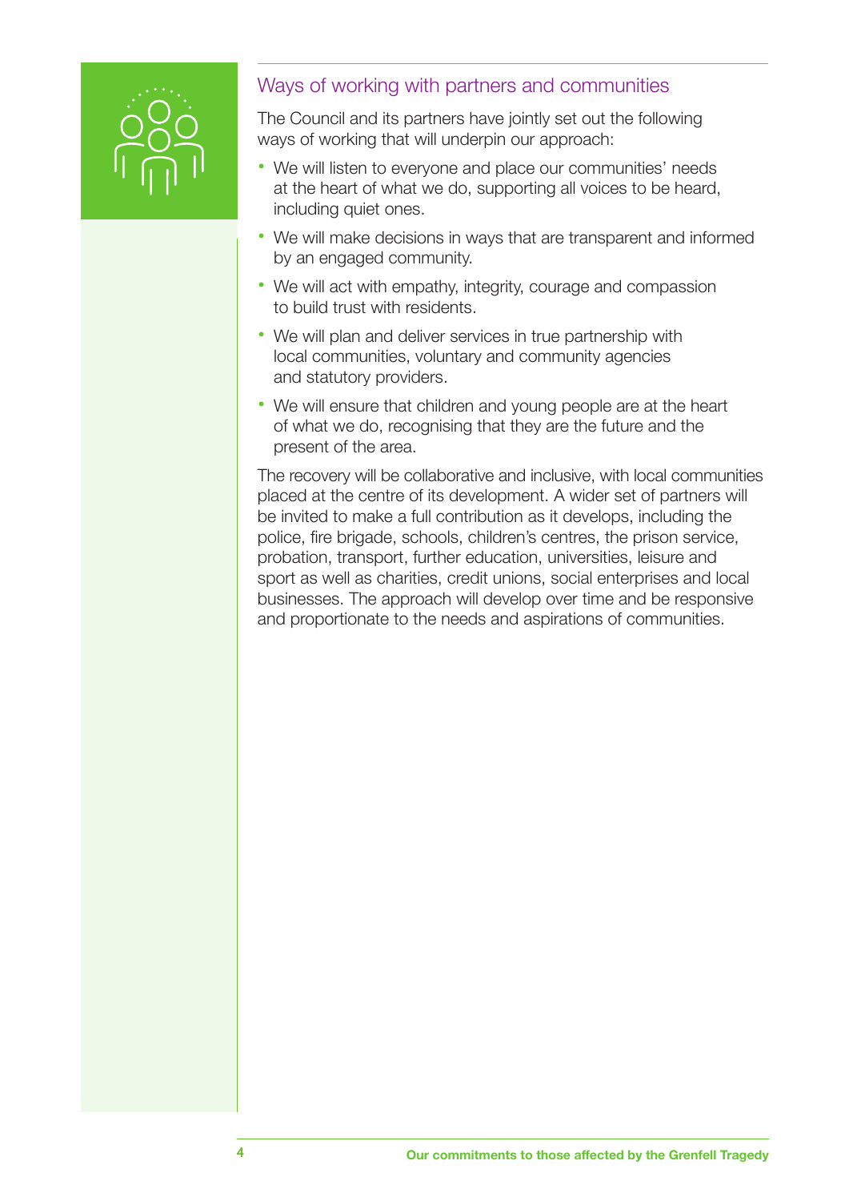## Ways of working with partners and communities

The Council and its partners have jointly set out the following ways of working that will underpin our approach:

- We will listen to everyone and place our communities' needs at the heart of what we do, supporting all voices to be heard, including quiet ones.
- We will make decisions in ways that are transparent and informed by an engaged community.
- We will act with empathy, integrity, courage and compassion to build trust with residents.
- We will plan and deliver services in true partnership with local communities, voluntary and community agencies and statutory providers.
- We will ensure that children and young people are at the heart of what we do, recognising that they are the future and the present of the area.

The recovery will be collaborative and inclusive, with local communities placed at the centre of its development. A wider set of partners will be invited to make a full contribution as it develops, including the police, fire brigade, schools, children's centres, the prison service, probation, transport, further education, universities, leisure and sport as well as charities, credit unions, social enterprises and local businesses. The approach will develop over time and be responsive and proportionate to the needs and aspirations of communities.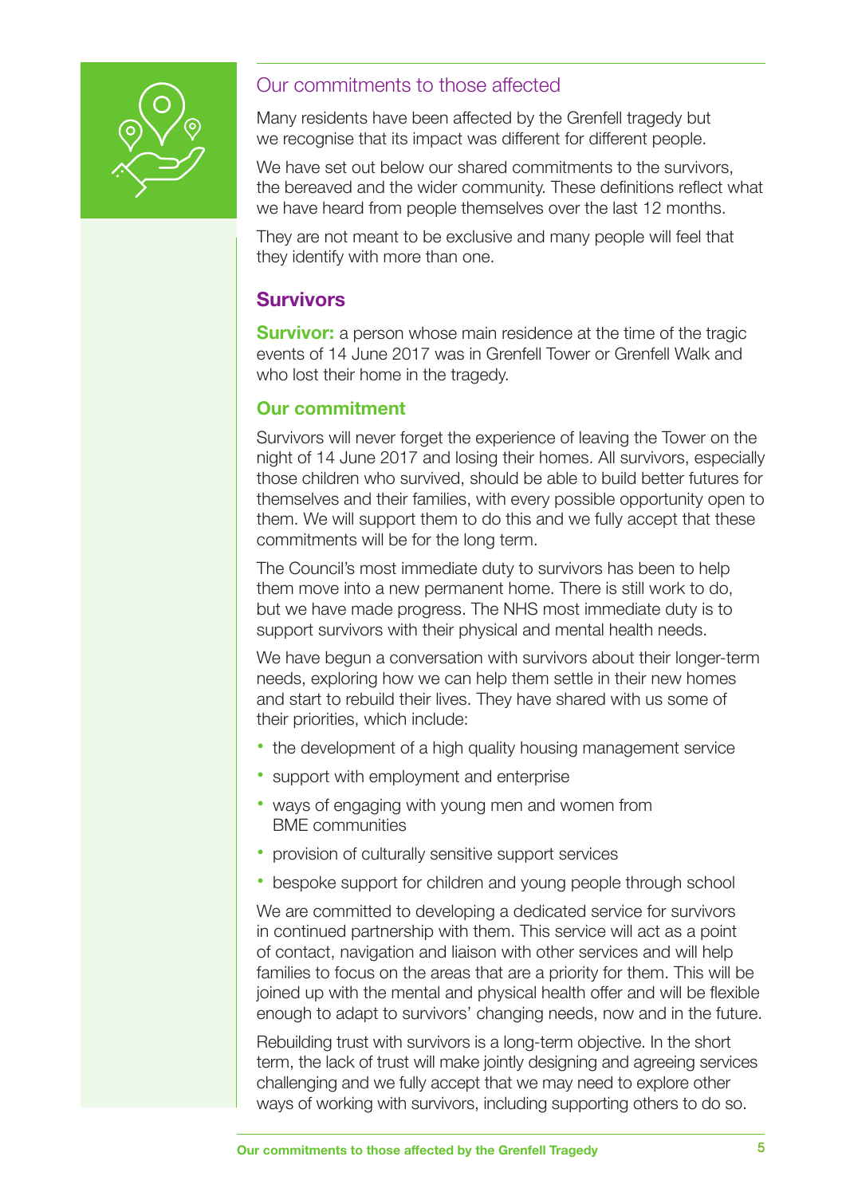## Our commitments to those affected

Many residents have been affected by the Grenfell tragedy but we recognise that its impact was different for different people.

We have set out below our shared commitments to the survivors, the bereaved and the wider community. These definitions reflect what we have heard from people themselves over the last 12 months.

They are not meant to be exclusive and many people will feel that they identify with more than one.

### Survivors

**Survivor:** a person whose main residence at the time of the tragic events of 14 June 2017 was in Grenfell Tower or Grenfell Walk and who lost their home in the tragedy.

#### Our commitment

Survivors will never forget the experience of leaving the Tower on the night of 14 June 2017 and losing their homes. All survivors, especially those children who survived, should be able to build better futures for themselves and their families, with every possible opportunity open to them. We will support them to do this and we fully accept that these commitments will be for the long term.

The Council's most immediate duty to survivors has been to help them move into a new permanent home. There is still work to do, but we have made progress. The NHS most immediate duty is to support survivors with their physical and mental health needs.

We have begun a conversation with survivors about their longer-term needs, exploring how we can help them settle in their new homes and start to rebuild their lives. They have shared with us some of their priorities, which include:

- the development of a high quality housing management service
- support with employment and enterprise
- ways of engaging with young men and women from BME communities
- provision of culturally sensitive support services
- bespoke support for children and young people through school

We are committed to developing a dedicated service for survivors in continued partnership with them. This service will act as a point of contact, navigation and liaison with other services and will help families to focus on the areas that are a priority for them. This will be joined up with the mental and physical health offer and will be flexible enough to adapt to survivors' changing needs, now and in the future.

Rebuilding trust with survivors is a long-term objective. In the short term, the lack of trust will make jointly designing and agreeing services challenging and we fully accept that we may need to explore other ways of working with survivors, including supporting others to do so.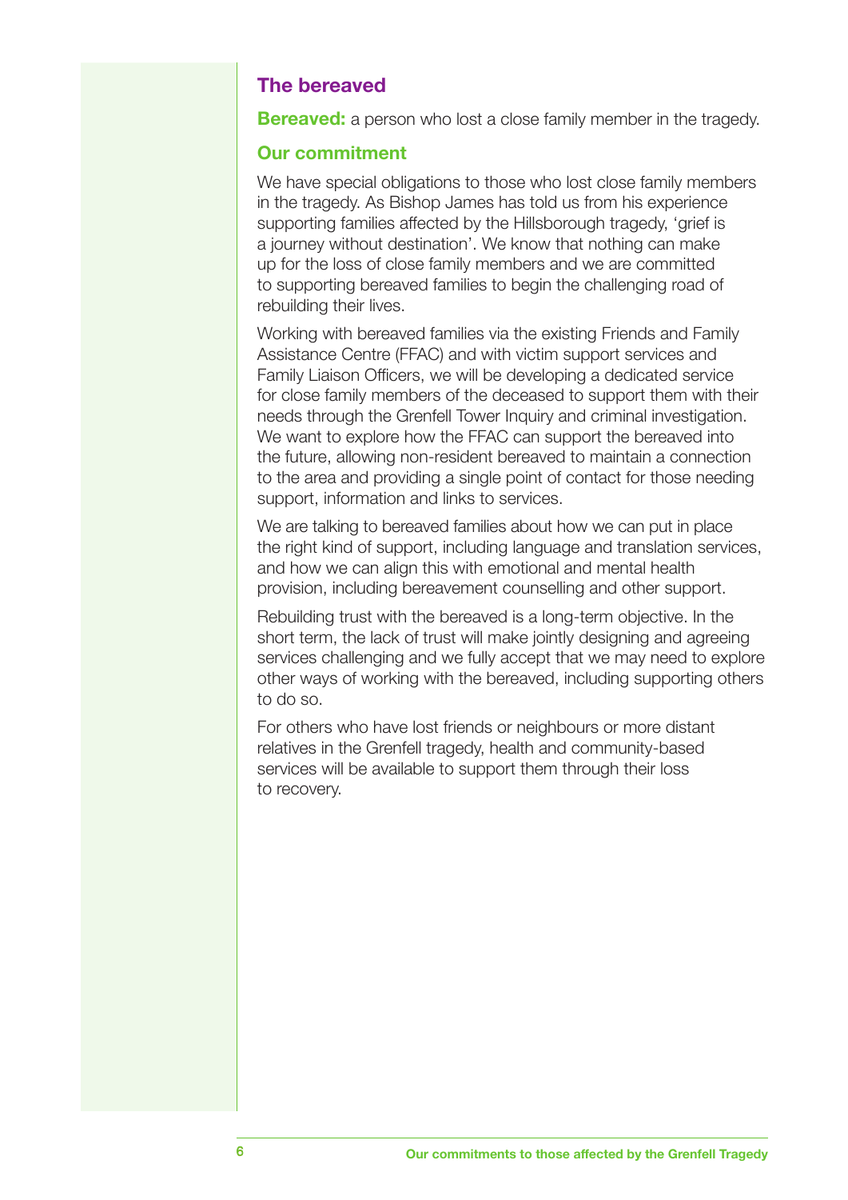## The bereaved

**Bereaved:** a person who lost a close family member in the tragedy.

### Our commitment

We have special obligations to those who lost close family members in the tragedy. As Bishop James has told us from his experience supporting families affected by the Hillsborough tragedy, 'grief is a journey without destination'. We know that nothing can make up for the loss of close family members and we are committed to supporting bereaved families to begin the challenging road of rebuilding their lives.

Working with bereaved families via the existing Friends and Family Assistance Centre (FFAC) and with victim support services and Family Liaison Officers, we will be developing a dedicated service for close family members of the deceased to support them with their needs through the Grenfell Tower Inquiry and criminal investigation. We want to explore how the FFAC can support the bereaved into the future, allowing non-resident bereaved to maintain a connection to the area and providing a single point of contact for those needing support, information and links to services.

We are talking to bereaved families about how we can put in place the right kind of support, including language and translation services, and how we can align this with emotional and mental health provision, including bereavement counselling and other support.

Rebuilding trust with the bereaved is a long-term objective. In the short term, the lack of trust will make jointly designing and agreeing services challenging and we fully accept that we may need to explore other ways of working with the bereaved, including supporting others to do so.

For others who have lost friends or neighbours or more distant relatives in the Grenfell tragedy, health and community-based services will be available to support them through their loss to recovery.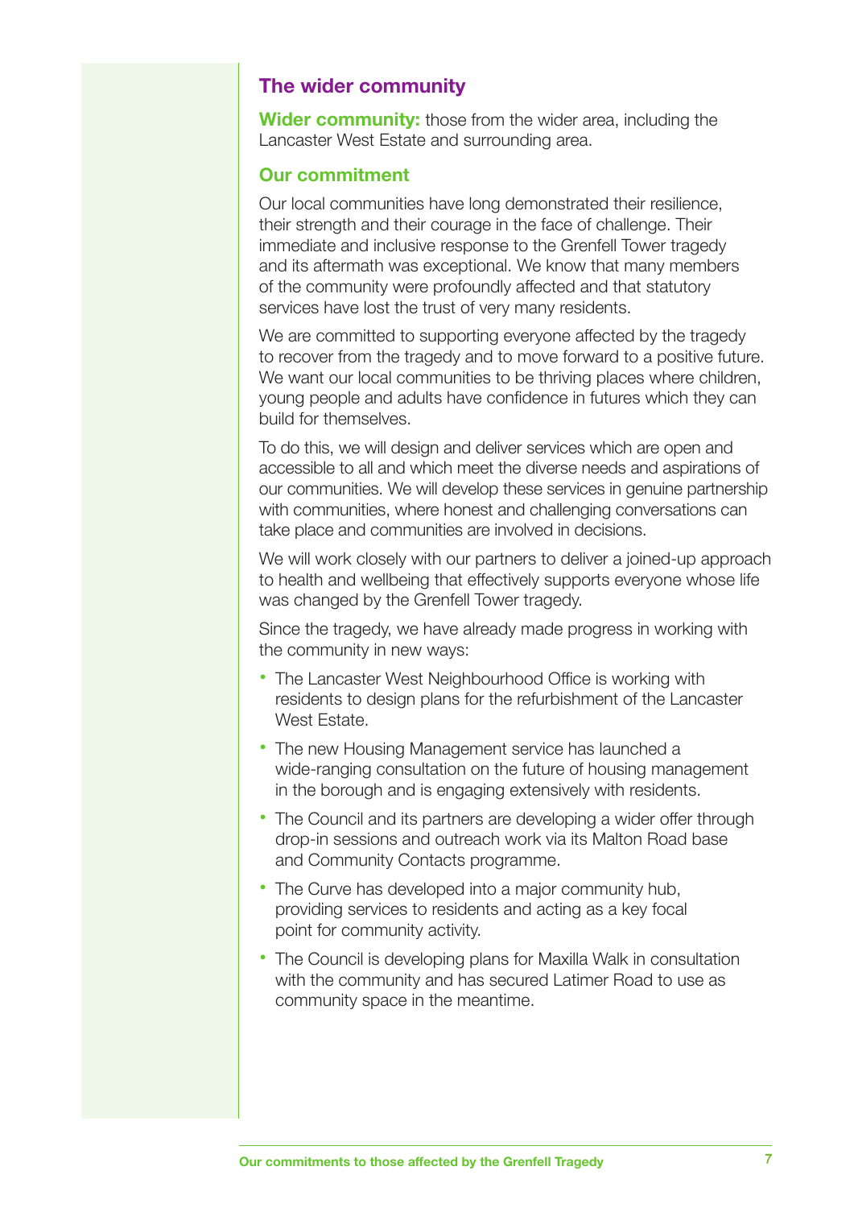## The wider community

**Wider community:** those from the wider area, including the Lancaster West Estate and surrounding area.

### Our commitment

Our local communities have long demonstrated their resilience, their strength and their courage in the face of challenge. Their immediate and inclusive response to the Grenfell Tower tragedy and its aftermath was exceptional. We know that many members of the community were profoundly affected and that statutory services have lost the trust of very many residents.

We are committed to supporting everyone affected by the tragedy to recover from the tragedy and to move forward to a positive future. We want our local communities to be thriving places where children, young people and adults have confidence in futures which they can build for themselves.

To do this, we will design and deliver services which are open and accessible to all and which meet the diverse needs and aspirations of our communities. We will develop these services in genuine partnership with communities, where honest and challenging conversations can take place and communities are involved in decisions.

We will work closely with our partners to deliver a joined-up approach to health and wellbeing that effectively supports everyone whose life was changed by the Grenfell Tower tragedy.

Since the tragedy, we have already made progress in working with the community in new ways:

- The Lancaster West Neighbourhood Office is working with residents to design plans for the refurbishment of the Lancaster West Estate.
- The new Housing Management service has launched a wide-ranging consultation on the future of housing management in the borough and is engaging extensively with residents.
- The Council and its partners are developing a wider offer through drop-in sessions and outreach work via its Malton Road base and Community Contacts programme.
- The Curve has developed into a major community hub, providing services to residents and acting as a key focal point for community activity.
- The Council is developing plans for Maxilla Walk in consultation with the community and has secured Latimer Road to use as community space in the meantime.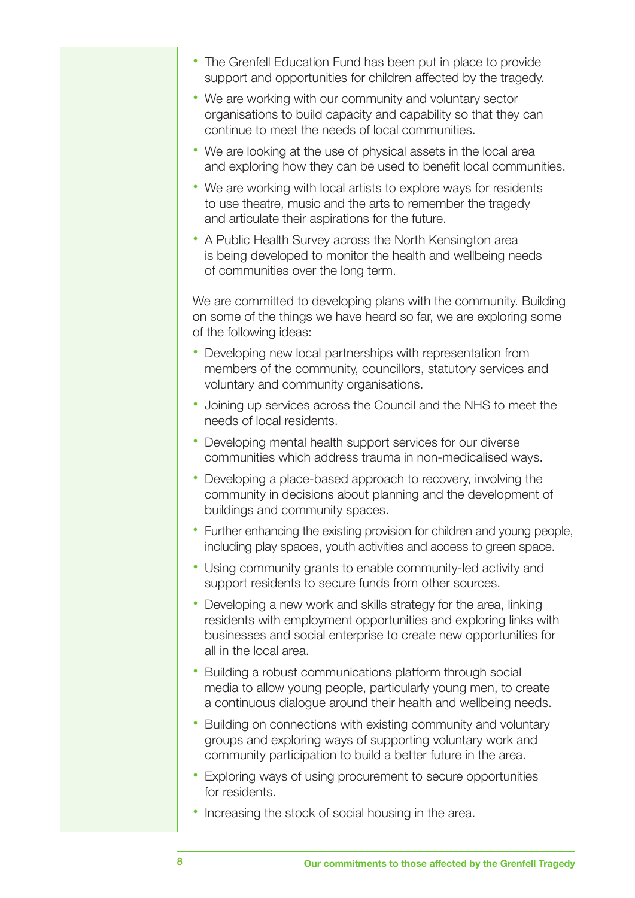- The Grenfell Education Fund has been put in place to provide support and opportunities for children affected by the tragedy.
- We are working with our community and voluntary sector organisations to build capacity and capability so that they can continue to meet the needs of local communities.
- We are looking at the use of physical assets in the local area and exploring how they can be used to benefit local communities.
- We are working with local artists to explore ways for residents to use theatre, music and the arts to remember the tragedy and articulate their aspirations for the future.
- A Public Health Survey across the North Kensington area is being developed to monitor the health and wellbeing needs of communities over the long term.

We are committed to developing plans with the community. Building on some of the things we have heard so far, we are exploring some of the following ideas:

- Developing new local partnerships with representation from members of the community, councillors, statutory services and voluntary and community organisations.
- Joining up services across the Council and the NHS to meet the needs of local residents.
- Developing mental health support services for our diverse communities which address trauma in non-medicalised ways.
- Developing a place-based approach to recovery, involving the community in decisions about planning and the development of buildings and community spaces.
- Further enhancing the existing provision for children and young people, including play spaces, youth activities and access to green space.
- Using community grants to enable community-led activity and support residents to secure funds from other sources.
- Developing a new work and skills strategy for the area, linking residents with employment opportunities and exploring links with businesses and social enterprise to create new opportunities for all in the local area.
- Building a robust communications platform through social media to allow young people, particularly young men, to create a continuous dialogue around their health and wellbeing needs.
- Building on connections with existing community and voluntary groups and exploring ways of supporting voluntary work and community participation to build a better future in the area.
- Exploring ways of using procurement to secure opportunities for residents.
- Increasing the stock of social housing in the area.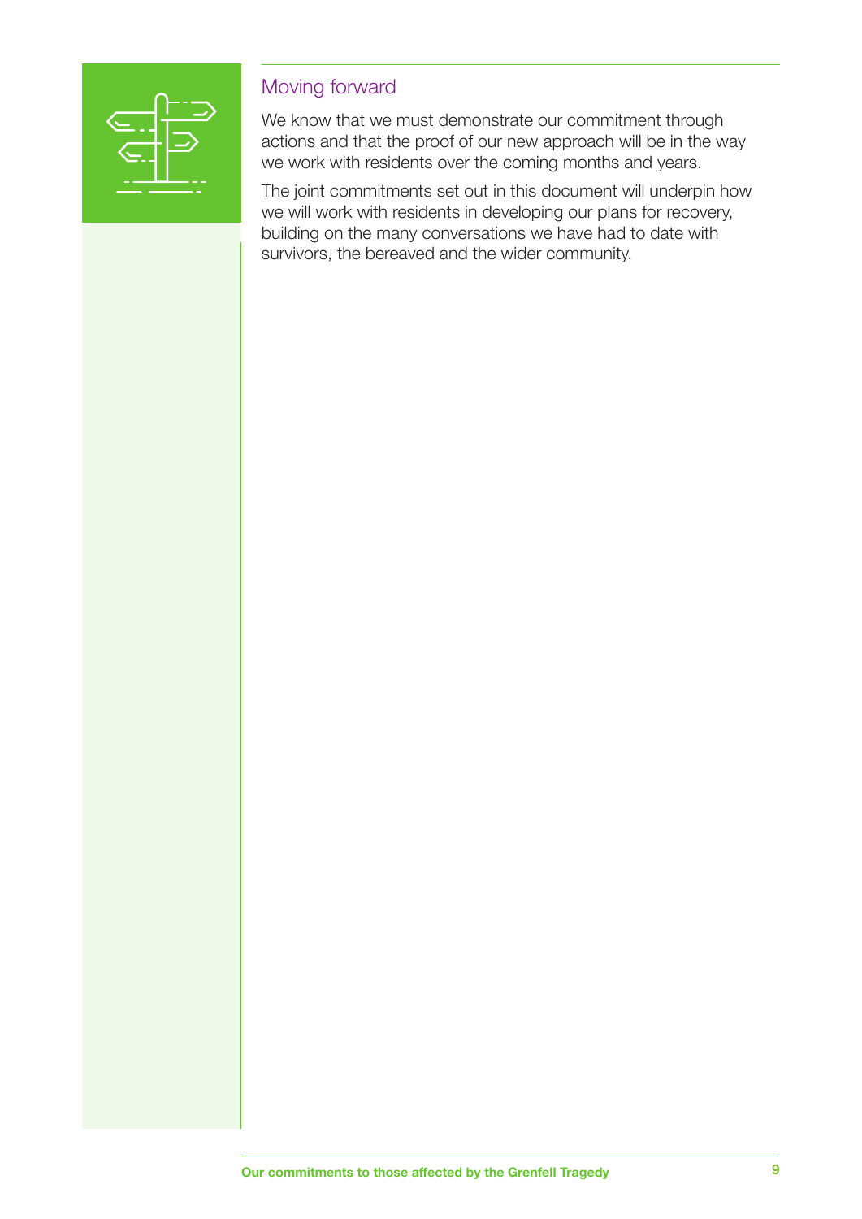## Moving forward

We know that we must demonstrate our commitment through actions and that the proof of our new approach will be in the way we work with residents over the coming months and years.

The joint commitments set out in this document will underpin how we will work with residents in developing our plans for recovery, building on the many conversations we have had to date with survivors, the bereaved and the wider community.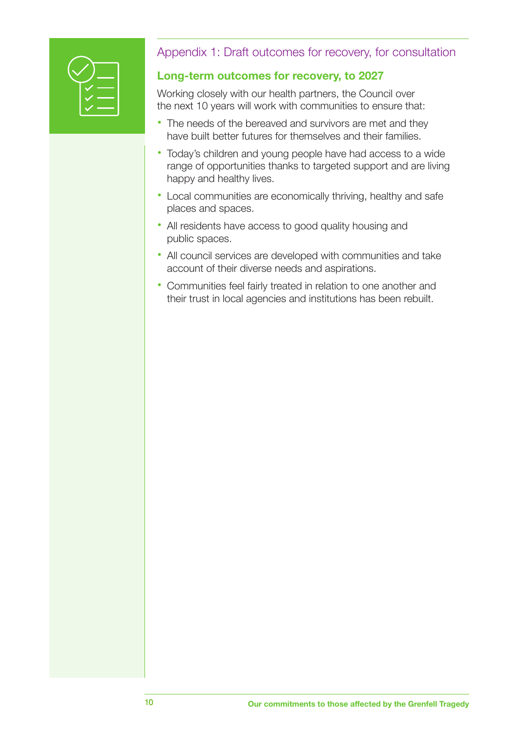## Appendix 1: Draft outcomes for recovery, for consultation

### Long-term outcomes for recovery, to 2027

Working closely with our health partners, the Council over the next 10 years will work with communities to ensure that:

- The needs of the bereaved and survivors are met and they have built better futures for themselves and their families.
- Today's children and young people have had access to a wide range of opportunities thanks to targeted support and are living happy and healthy lives.
- Local communities are economically thriving, healthy and safe places and spaces.
- All residents have access to good quality housing and public spaces.
- All council services are developed with communities and take account of their diverse needs and aspirations.
- Communities feel fairly treated in relation to one another and their trust in local agencies and institutions has been rebuilt.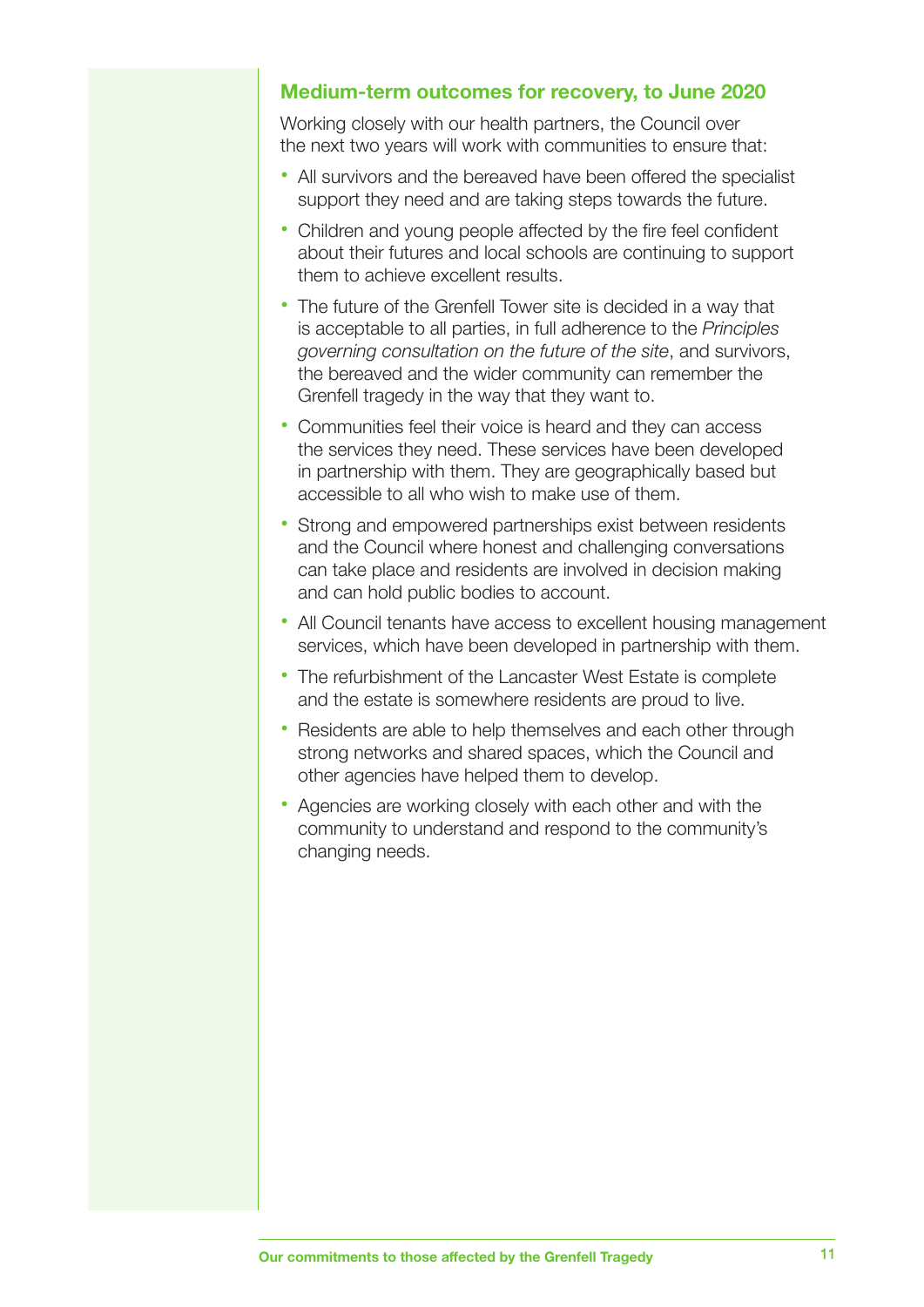## Medium-term outcomes for recovery, to June 2020

Working closely with our health partners, the Council over the next two years will work with communities to ensure that:

- All survivors and the bereaved have been offered the specialist support they need and are taking steps towards the future.
- Children and young people affected by the fire feel confident about their futures and local schools are continuing to support them to achieve excellent results.
- The future of the Grenfell Tower site is decided in a way that is acceptable to all parties, in full adherence to the *Principles governing consultation on the future of the site*, and survivors, the bereaved and the wider community can remember the Grenfell tragedy in the way that they want to.
- Communities feel their voice is heard and they can access the services they need. These services have been developed in partnership with them. They are geographically based but accessible to all who wish to make use of them.
- Strong and empowered partnerships exist between residents and the Council where honest and challenging conversations can take place and residents are involved in decision making and can hold public bodies to account.
- All Council tenants have access to excellent housing management services, which have been developed in partnership with them.
- The refurbishment of the Lancaster West Estate is complete and the estate is somewhere residents are proud to live.
- Residents are able to help themselves and each other through strong networks and shared spaces, which the Council and other agencies have helped them to develop.
- Agencies are working closely with each other and with the community to understand and respond to the community's changing needs.